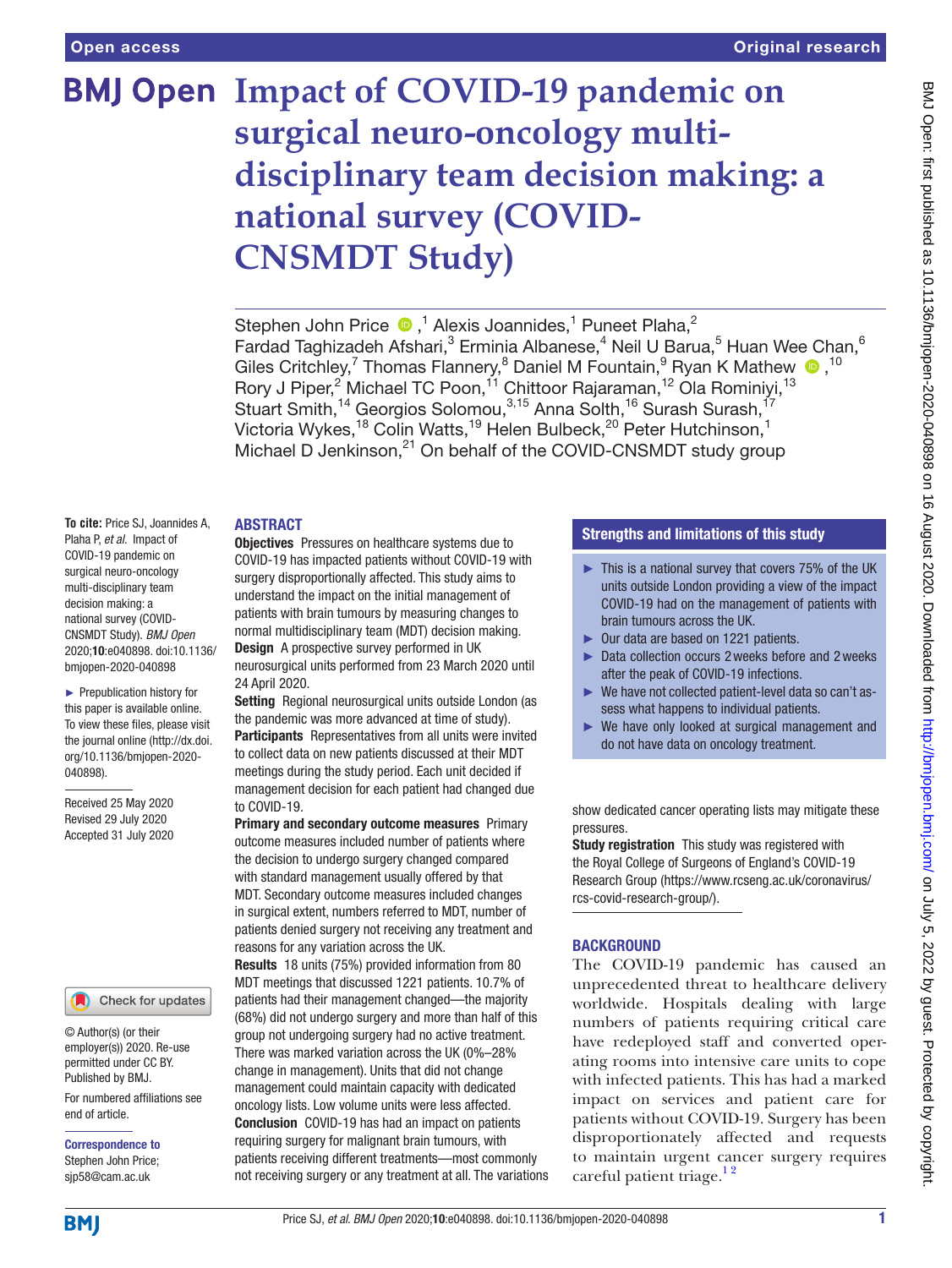Open access | Original research

# Impact of COVID-19 pandemic on surgical neuro-oncology multi-disciplinary team decision making: a national survey (COVID-CNSMDT Study)

Stephen John Price ,[1] Alexis Joannides,[1] Puneet Plaha,[2] Fardad Taghizadeh Afshari,[3] Erminia Albanese,[4] Neil U Barua,[5] Huan Wee Chan,[6] Giles Critchley,[7] Thomas Flannery,[8] Daniel M Fountain,[9] Ryan K Mathew ,[10] Rory J Piper,[2] Michael TC Poon,[11] Chittoor Rajaraman,[12] Ola Rominiyi,[13] Stuart Smith,[14] Georgios Solomou,[3,15] Anna Solth,[16] Surash Surash,[17] Victoria Wykes,[18] Colin Watts,[19] Helen Bulbeck,[20] Peter Hutchinson,[1] Michael D Jenkinson,[21] On behalf of the COVID-CNSMDT study group

**To cite:** Price SJ, Joannides A, Plaha P, *et al*. Impact of COVID-19 pandemic on surgical neuro-oncology multi-disciplinary team decision making: a national survey (COVID-CNSMDT Study). *BMJ Open* 2020;**10**:e040898. doi:10.1136/bmjopen-2020-040898

► Prepublication history for this paper is available online. To view these files, please visit the journal online (http://dx.doi.org/10.1136/bmjopen-2020-040898).

Received 25 May 2020
Revised 29 July 2020
Accepted 31 July 2020

© Author(s) (or their employer(s)) 2020. Re-use permitted under CC BY. Published by BMJ.

For numbered affiliations see end of article.

**Correspondence to**
Stephen John Price; sjp58@cam.ac.uk

## ABSTRACT

**Objectives** Pressures on healthcare systems due to COVID-19 has impacted patients without COVID-19 with surgery disproportionally affected. This study aims to understand the impact on the initial management of patients with brain tumours by measuring changes to normal multidisciplinary team (MDT) decision making.

**Design** A prospective survey performed in UK neurosurgical units performed from 23 March 2020 until 24 April 2020.

**Setting** Regional neurosurgical units outside London (as the pandemic was more advanced at time of study).

**Participants** Representatives from all units were invited to collect data on new patients discussed at their MDT meetings during the study period. Each unit decided if management decision for each patient had changed due to COVID-19.

**Primary and secondary outcome measures** Primary outcome measures included number of patients where the decision to undergo surgery changed compared with standard management usually offered by that MDT. Secondary outcome measures included changes in surgical extent, numbers referred to MDT, number of patients denied surgery not receiving any treatment and reasons for any variation across the UK.

**Results** 18 units (75%) provided information from 80 MDT meetings that discussed 1221 patients. 10.7% of patients had their management changed—the majority (68%) did not undergo surgery and more than half of this group not undergoing surgery had no active treatment. There was marked variation across the UK (0%–28% change in management). Units that did not change management could maintain capacity with dedicated oncology lists. Low volume units were less affected.

**Conclusion** COVID-19 has had an impact on patients requiring surgery for malignant brain tumours, with patients receiving different treatments—most commonly not receiving surgery or any treatment at all. The variations show dedicated cancer operating lists may mitigate these pressures.

**Study registration** This study was registered with the Royal College of Surgeons of England's COVID-19 Research Group (https://www.rcseng.ac.uk/coronavirus/rcs-covid-research-group/).

## Strengths and limitations of this study

- ► This is a national survey that covers 75% of the UK units outside London providing a view of the impact COVID-19 had on the management of patients with brain tumours across the UK.
- ► Our data are based on 1221 patients.
- ► Data collection occurs 2 weeks before and 2 weeks after the peak of COVID-19 infections.
- ► We have not collected patient-level data so can't assess what happens to individual patients.
- ► We have only looked at surgical management and do not have data on oncology treatment.

## BACKGROUND

The COVID-19 pandemic has caused an unprecedented threat to healthcare delivery worldwide. Hospitals dealing with large numbers of patients requiring critical care have redeployed staff and converted operating rooms into intensive care units to cope with infected patients. This has had a marked impact on services and patient care for patients without COVID-19. Surgery has been disproportionately affected and requests to maintain urgent cancer surgery requires careful patient triage.[1 2]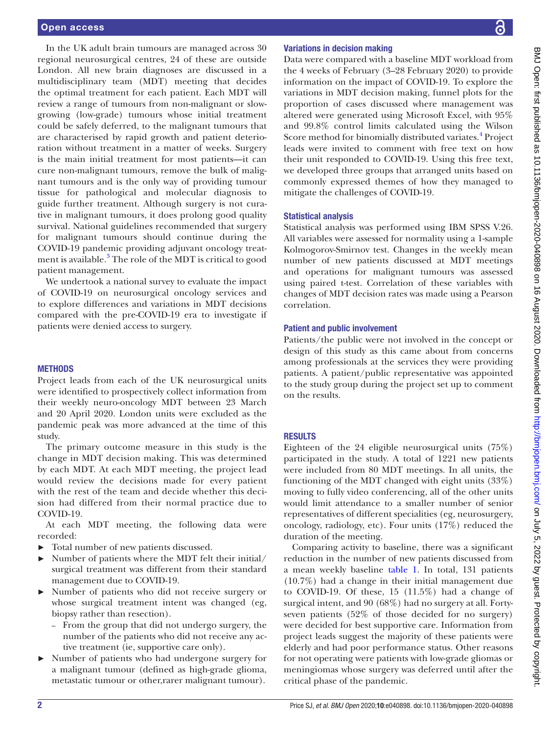In the UK adult brain tumours are managed across 30 regional neurosurgical centres, 24 of these are outside London. All new brain diagnoses are discussed in a multidisciplinary team (MDT) meeting that decides the optimal treatment for each patient. Each MDT will review a range of tumours from non-malignant or slow-growing (low-grade) tumours whose initial treatment could be safely deferred, to the malignant tumours that are characterised by rapid growth and patient deterioration without treatment in a matter of weeks. Surgery is the main initial treatment for most patients—it can cure non-malignant tumours, remove the bulk of malignant tumours and is the only way of providing tumour tissue for pathological and molecular diagnosis to guide further treatment. Although surgery is not curative in malignant tumours, it does prolong good quality survival. National guidelines recommended that surgery for malignant tumours should continue during the COVID-19 pandemic providing adjuvant oncology treatment is available.[3] The role of the MDT is critical to good patient management.

We undertook a national survey to evaluate the impact of COVID-19 on neurosurgical oncology services and to explore differences and variations in MDT decisions compared with the pre-COVID-19 era to investigate if patients were denied access to surgery.

## METHODS

Project leads from each of the UK neurosurgical units were identified to prospectively collect information from their weekly neuro-oncology MDT between 23 March and 20 April 2020. London units were excluded as the pandemic peak was more advanced at the time of this study.

The primary outcome measure in this study is the change in MDT decision making. This was determined by each MDT. At each MDT meeting, the project lead would review the decisions made for every patient with the rest of the team and decide whether this decision had differed from their normal practice due to COVID-19.

At each MDT meeting, the following data were recorded:

- Total number of new patients discussed.
- Number of patients where the MDT felt their initial/surgical treatment was different from their standard management due to COVID-19.
- Number of patients who did not receive surgery or whose surgical treatment intent was changed (eg, biopsy rather than resection).
  - From the group that did not undergo surgery, the number of the patients who did not receive any active treatment (ie, supportive care only).
- Number of patients who had undergone surgery for a malignant tumour (defined as high-grade glioma, metastatic tumour or other,rarer malignant tumour).

### Variations in decision making

Data were compared with a baseline MDT workload from the 4 weeks of February (3–28 February 2020) to provide information on the impact of COVID-19. To explore the variations in MDT decision making, funnel plots for the proportion of cases discussed where management was altered were generated using Microsoft Excel, with 95% and 99.8% control limits calculated using the Wilson Score method for binomially distributed variates.[4] Project leads were invited to comment with free text on how their unit responded to COVID-19. Using this free text, we developed three groups that arranged units based on commonly expressed themes of how they managed to mitigate the challenges of COVID-19.

### Statistical analysis

Statistical analysis was performed using IBM SPSS V.26. All variables were assessed for normality using a 1-sample Kolmogorov-Smirnov test. Changes in the weekly mean number of new patients discussed at MDT meetings and operations for malignant tumours was assessed using paired t-test. Correlation of these variables with changes of MDT decision rates was made using a Pearson correlation.

### Patient and public involvement

Patients/the public were not involved in the concept or design of this study as this came about from concerns among professionals at the services they were providing patients. A patient/public representative was appointed to the study group during the project set up to comment on the results.

## RESULTS

Eighteen of the 24 eligible neurosurgical units (75%) participated in the study. A total of 1221 new patients were included from 80 MDT meetings. In all units, the functioning of the MDT changed with eight units (33%) moving to fully video conferencing, all of the other units would limit attendance to a smaller number of senior representatives of different specialities (eg, neurosurgery, oncology, radiology, etc). Four units (17%) reduced the duration of the meeting.

Comparing activity to baseline, there was a significant reduction in the number of new patients discussed from a mean weekly baseline table 1. In total, 131 patients (10.7%) had a change in their initial management due to COVID-19. Of these, 15 (11.5%) had a change of surgical intent, and 90 (68%) had no surgery at all. Forty-seven patients (52% of those decided for no surgery) were decided for best supportive care. Information from project leads suggest the majority of these patients were elderly and had poor performance status. Other reasons for not operating were patients with low-grade gliomas or meningiomas whose surgery was deferred until after the critical phase of the pandemic.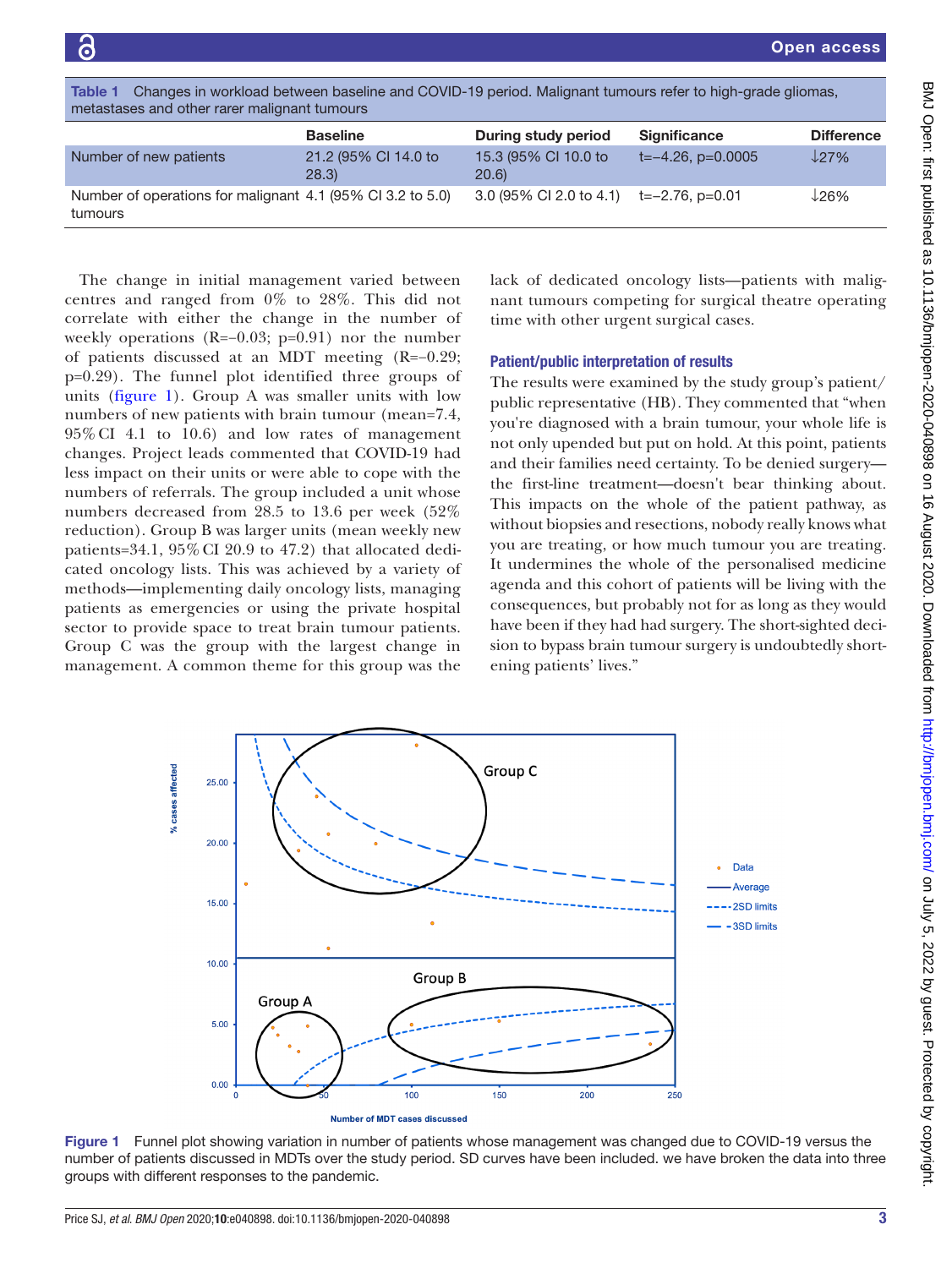**Table 1** Changes in workload between baseline and COVID-19 period. Malignant tumours refer to high-grade gliomas, metastases and other rarer malignant tumours

| | Baseline | During study period | Significance | Difference |
|---|---|---|---|---|
| Number of new patients | 21.2 (95% CI 14.0 to 28.3) | 15.3 (95% CI 10.0 to 20.6) | t=−4.26, p=0.0005 | ↓27% |
| Number of operations for malignant tumours | 4.1 (95% CI 3.2 to 5.0) | 3.0 (95% CI 2.0 to 4.1) | t=−2.76, p=0.01 | ↓26% |

The change in initial management varied between centres and ranged from 0% to 28%. This did not correlate with either the change in the number of weekly operations (R=−0.03; p=0.91) nor the number of patients discussed at an MDT meeting (R=−0.29; p=0.29). The funnel plot identified three groups of units (figure 1). Group A was smaller units with low numbers of new patients with brain tumour (mean=7.4, 95% CI 4.1 to 10.6) and low rates of management changes. Project leads commented that COVID-19 had less impact on their units or were able to cope with the numbers of referrals. The group included a unit whose numbers decreased from 28.5 to 13.6 per week (52% reduction). Group B was larger units (mean weekly new patients=34.1, 95% CI 20.9 to 47.2) that allocated dedicated oncology lists. This was achieved by a variety of methods—implementing daily oncology lists, managing patients as emergencies or using the private hospital sector to provide space to treat brain tumour patients. Group C was the group with the largest change in management. A common theme for this group was the lack of dedicated oncology lists—patients with malignant tumours competing for surgical theatre operating time with other urgent surgical cases.

### Patient/public interpretation of results

The results were examined by the study group's patient/public representative (HB). They commented that "when you're diagnosed with a brain tumour, your whole life is not only upended but put on hold. At this point, patients and their families need certainty. To be denied surgery—the first-line treatment—doesn't bear thinking about. This impacts on the whole of the patient pathway, as without biopsies and resections, nobody really knows what you are treating, or how much tumour you are treating. It undermines the whole of the personalised medicine agenda and this cohort of patients will be living with the consequences, but probably not for as long as they would have been if they had had surgery. The short-sighted decision to bypass brain tumour surgery is undoubtedly shortening patients' lives."

**Figure 1** Funnel plot showing variation in number of patients whose management was changed due to COVID-19 versus the number of patients discussed in MDTs over the study period. SD curves have been included. we have broken the data into three groups with different responses to the pandemic.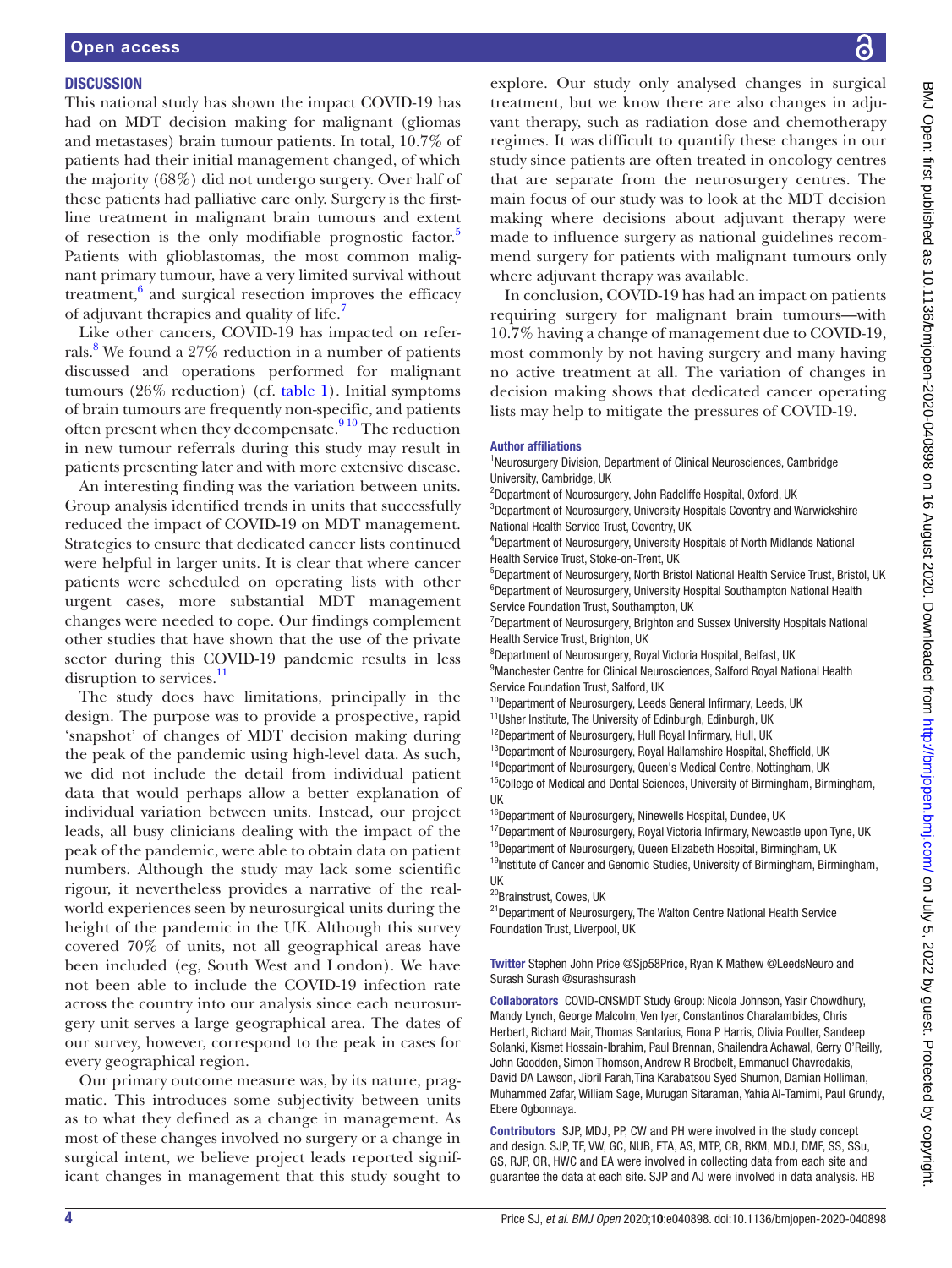## DISCUSSION

This national study has shown the impact COVID-19 has had on MDT decision making for malignant (gliomas and metastases) brain tumour patients. In total, 10.7% of patients had their initial management changed, of which the majority (68%) did not undergo surgery. Over half of these patients had palliative care only. Surgery is the first-line treatment in malignant brain tumours and extent of resection is the only modifiable prognostic factor.[5] Patients with glioblastomas, the most common malignant primary tumour, have a very limited survival without treatment,[6] and surgical resection improves the efficacy of adjuvant therapies and quality of life.[7]

Like other cancers, COVID-19 has impacted on referrals.[8] We found a 27% reduction in a number of patients discussed and operations performed for malignant tumours (26% reduction) (cf. table 1). Initial symptoms of brain tumours are frequently non-specific, and patients often present when they decompensate.[9 10] The reduction in new tumour referrals during this study may result in patients presenting later and with more extensive disease.

An interesting finding was the variation between units. Group analysis identified trends in units that successfully reduced the impact of COVID-19 on MDT management. Strategies to ensure that dedicated cancer lists continued were helpful in larger units. It is clear that where cancer patients were scheduled on operating lists with other urgent cases, more substantial MDT management changes were needed to cope. Our findings complement other studies that have shown that the use of the private sector during this COVID-19 pandemic results in less disruption to services.[11]

The study does have limitations, principally in the design. The purpose was to provide a prospective, rapid 'snapshot' of changes of MDT decision making during the peak of the pandemic using high-level data. As such, we did not include the detail from individual patient data that would perhaps allow a better explanation of individual variation between units. Instead, our project leads, all busy clinicians dealing with the impact of the peak of the pandemic, were able to obtain data on patient numbers. Although the study may lack some scientific rigour, it nevertheless provides a narrative of the real-world experiences seen by neurosurgical units during the height of the pandemic in the UK. Although this survey covered 70% of units, not all geographical areas have been included (eg, South West and London). We have not been able to include the COVID-19 infection rate across the country into our analysis since each neurosurgery unit serves a large geographical area. The dates of our survey, however, correspond to the peak in cases for every geographical region.

Our primary outcome measure was, by its nature, pragmatic. This introduces some subjectivity between units as to what they defined as a change in management. As most of these changes involved no surgery or a change in surgical intent, we believe project leads reported significant changes in management that this study sought to explore. Our study only analysed changes in surgical treatment, but we know there are also changes in adjuvant therapy, such as radiation dose and chemotherapy regimes. It was difficult to quantify these changes in our study since patients are often treated in oncology centres that are separate from the neurosurgery centres. The main focus of our study was to look at the MDT decision making where decisions about adjuvant therapy were made to influence surgery as national guidelines recommend surgery for patients with malignant tumours only where adjuvant therapy was available.

In conclusion, COVID-19 has had an impact on patients requiring surgery for malignant brain tumours—with 10.7% having a change of management due to COVID-19, most commonly by not having surgery and many having no active treatment at all. The variation of changes in decision making shows that dedicated cancer operating lists may help to mitigate the pressures of COVID-19.

**Author affiliations**

[1]Neurosurgery Division, Department of Clinical Neurosciences, Cambridge University, Cambridge, UK
[2]Department of Neurosurgery, John Radcliffe Hospital, Oxford, UK
[3]Department of Neurosurgery, University Hospitals Coventry and Warwickshire National Health Service Trust, Coventry, UK
[4]Department of Neurosurgery, University Hospitals of North Midlands National Health Service Trust, Stoke-on-Trent, UK
[5]Department of Neurosurgery, North Bristol National Health Service Trust, Bristol, UK
[6]Department of Neurosurgery, University Hospital Southampton National Health Service Foundation Trust, Southampton, UK
[7]Department of Neurosurgery, Brighton and Sussex University Hospitals National Health Service Trust, Brighton, UK
[8]Department of Neurosurgery, Royal Victoria Hospital, Belfast, UK
[9]Manchester Centre for Clinical Neurosciences, Salford Royal National Health Service Foundation Trust, Salford, UK
[10]Department of Neurosurgery, Leeds General Infirmary, Leeds, UK
[11]Usher Institute, The University of Edinburgh, Edinburgh, UK
[12]Department of Neurosurgery, Hull Royal Infirmary, Hull, UK
[13]Department of Neurosurgery, Royal Hallamshire Hospital, Sheffield, UK
[14]Department of Neurosurgery, Queen's Medical Centre, Nottingham, UK
[15]College of Medical and Dental Sciences, University of Birmingham, Birmingham, UK
[16]Department of Neurosurgery, Ninewells Hospital, Dundee, UK
[17]Department of Neurosurgery, Royal Victoria Infirmary, Newcastle upon Tyne, UK
[18]Department of Neurosurgery, Queen Elizabeth Hospital, Birmingham, UK
[19]Institute of Cancer and Genomic Studies, University of Birmingham, Birmingham, UK
[20]Brainstrust, Cowes, UK
[21]Department of Neurosurgery, The Walton Centre National Health Service Foundation Trust, Liverpool, UK

**Twitter** Stephen John Price @Sjp58Price, Ryan K Mathew @LeedsNeuro and Surash Surash @surashsurash

**Collaborators** COVID-CNSMDT Study Group: Nicola Johnson, Yasir Chowdhury, Mandy Lynch, George Malcolm, Ven Iyer, Constantinos Charalambides, Chris Herbert, Richard Mair, Thomas Santarius, Fiona P Harris, Olivia Poulter, Sandeep Solanki, Kismet Hossain-Ibrahim, Paul Brennan, Shailendra Achawal, Gerry O'Reilly, John Goodden, Simon Thomson, Andrew R Brodbelt, Emmanuel Chavredakis, David DA Lawson, Jibril Farah,Tina Karabatsou Syed Shumon, Damian Holliman, Muhammed Zafar, William Sage, Murugan Sitaraman, Yahia Al-Tamimi, Paul Grundy, Ebere Ogbonnaya.

**Contributors** SJP, MDJ, PP, CW and PH were involved in the study concept and design. SJP, TF, VW, GC, NUB, FTA, AS, MTP, CR, RKM, MDJ, DMF, SS, SSu, GS, RJP, OR, HWC and EA were involved in collecting data from each site and guarantee the data at each site. SJP and AJ were involved in data analysis. HB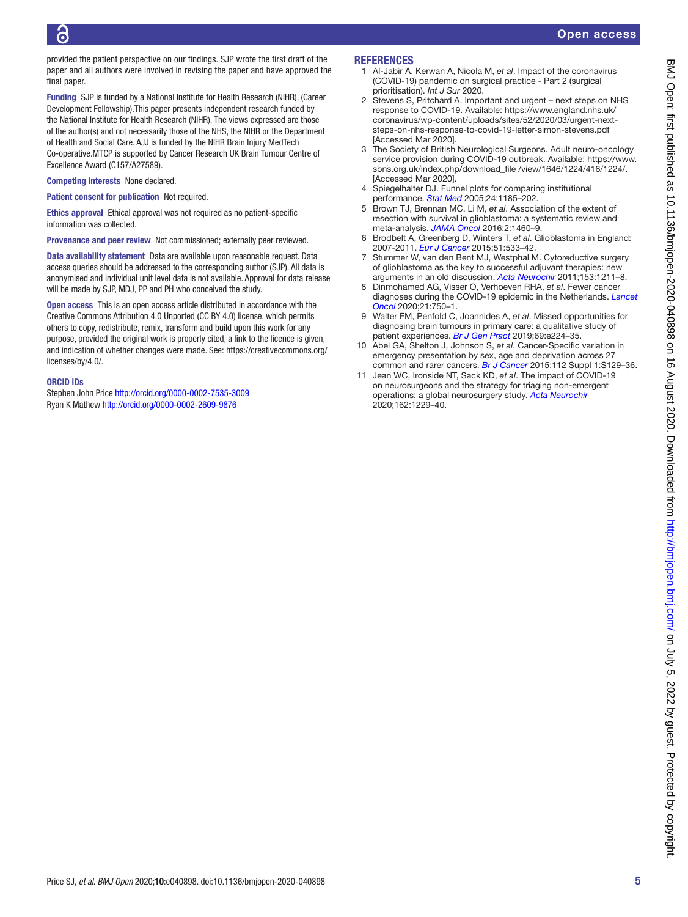provided the patient perspective on our findings. SJP wrote the first draft of the paper and all authors were involved in revising the paper and have approved the final paper.

**Funding** SJP is funded by a National Institute for Health Research (NIHR), (Career Development Fellowship).This paper presents independent research funded by the National Institute for Health Research (NIHR). The views expressed are those of the author(s) and not necessarily those of the NHS, the NIHR or the Department of Health and Social Care. AJJ is funded by the NIHR Brain Injury MedTech Co-operative.MTCP is supported by Cancer Research UK Brain Tumour Centre of Excellence Award (C157/A27589).

**Competing interests** None declared.

**Patient consent for publication** Not required.

**Ethics approval** Ethical approval was not required as no patient-specific information was collected.

**Provenance and peer review** Not commissioned; externally peer reviewed.

**Data availability statement** Data are available upon reasonable request. Data access queries should be addressed to the corresponding author (SJP). All data is anonymised and individual unit level data is not available. Approval for data release will be made by SJP, MDJ, PP and PH who conceived the study.

**Open access** This is an open access article distributed in accordance with the Creative Commons Attribution 4.0 Unported (CC BY 4.0) license, which permits others to copy, redistribute, remix, transform and build upon this work for any purpose, provided the original work is properly cited, a link to the licence is given, and indication of whether changes were made. See: https://creativecommons.org/licenses/by/4.0/.

### ORCID iDs

Stephen John Price http://orcid.org/0000-0002-7535-3009
Ryan K Mathew http://orcid.org/0000-0002-2609-9876

## REFERENCES

1. Al-Jabir A, Kerwan A, Nicola M, *et al*. Impact of the coronavirus (COVID-19) pandemic on surgical practice - Part 2 (surgical prioritisation). *Int J Sur* 2020.
2. Stevens S, Pritchard A. Important and urgent – next steps on NHS response to COVID-19. Available: https://www.england.nhs.uk/coronavirus/wp-content/uploads/sites/52/2020/03/urgent-next-steps-on-nhs-response-to-covid-19-letter-simon-stevens.pdf [Accessed Mar 2020].
3. The Society of British Neurological Surgeons. Adult neuro-oncology service provision during COVID-19 outbreak. Available: https://www.sbns.org.uk/index.php/download_file /view/1646/1224/416/1224/. [Accessed Mar 2020].
4. Spiegelhalter DJ. Funnel plots for comparing institutional performance. *Stat Med* 2005;24:1185–202.
5. Brown TJ, Brennan MC, Li M, *et al*. Association of the extent of resection with survival in glioblastoma: a systematic review and meta-analysis. *JAMA Oncol* 2016;2:1460–9.
6. Brodbelt A, Greenberg D, Winters T, *et al*. Glioblastoma in England: 2007-2011. *Eur J Cancer* 2015;51:533–42.
7. Stummer W, van den Bent MJ, Westphal M. Cytoreductive surgery of glioblastoma as the key to successful adjuvant therapies: new arguments in an old discussion. *Acta Neurochir* 2011;153:1211–8.
8. Dinmohamed AG, Visser O, Verhoeven RHA, *et al*. Fewer cancer diagnoses during the COVID-19 epidemic in the Netherlands. *Lancet Oncol* 2020;21:750–1.
9. Walter FM, Penfold C, Joannides A, *et al*. Missed opportunities for diagnosing brain tumours in primary care: a qualitative study of patient experiences. *Br J Gen Pract* 2019;69:e224–35.
10. Abel GA, Shelton J, Johnson S, *et al*. Cancer-Specific variation in emergency presentation by sex, age and deprivation across 27 common and rarer cancers. *Br J Cancer* 2015;112 Suppl 1:S129–36.
11. Jean WC, Ironside NT, Sack KD, *et al*. The impact of COVID-19 on neurosurgeons and the strategy for triaging non-emergent operations: a global neurosurgery study. *Acta Neurochir* 2020;162:1229–40.